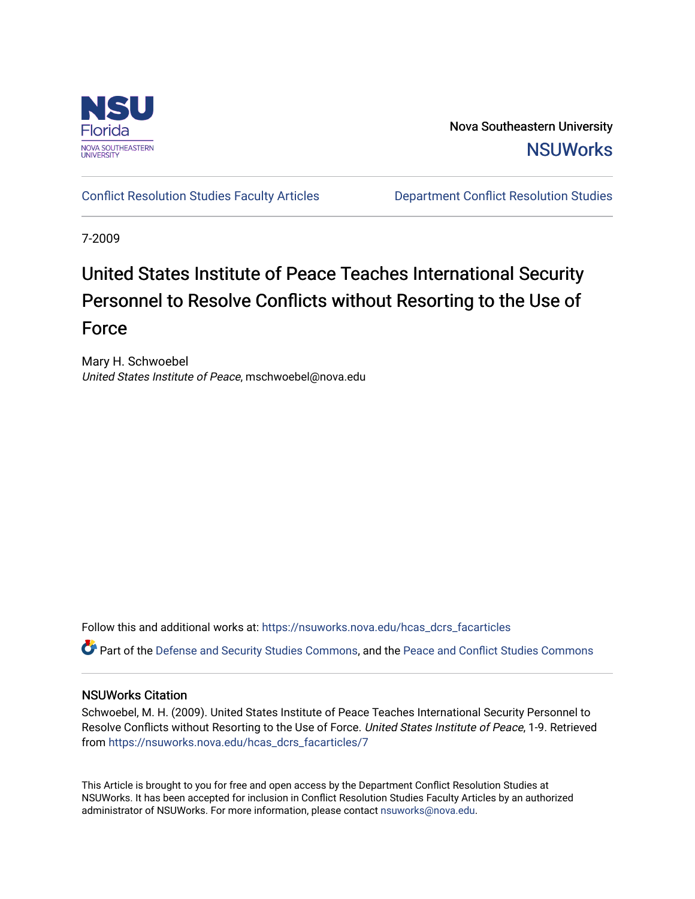Nova Southeastern University

NSUWorks

Conflict Resolution Studies Faculty Articles

Department Conflict Resolution Studies

7-2009

# United States Institute of Peace Teaches International Security Personnel to Resolve Conflicts without Resorting to the Use of Force

Mary H. Schwoebel

*United States Institute of Peace*, mschwoebel@nova.edu

Follow this and additional works at: https://nsuworks.nova.edu/hcas_dcrs_facarticles

Part of the Defense and Security Studies Commons, and the Peace and Conflict Studies Commons

## NSUWorks Citation

Schwoebel, M. H. (2009). United States Institute of Peace Teaches International Security Personnel to Resolve Conflicts without Resorting to the Use of Force. *United States Institute of Peace*, 1-9. Retrieved from https://nsuworks.nova.edu/hcas_dcrs_facarticles/7

This Article is brought to you for free and open access by the Department Conflict Resolution Studies at NSUWorks. It has been accepted for inclusion in Conflict Resolution Studies Faculty Articles by an authorized administrator of NSUWorks. For more information, please contact nsuworks@nova.edu.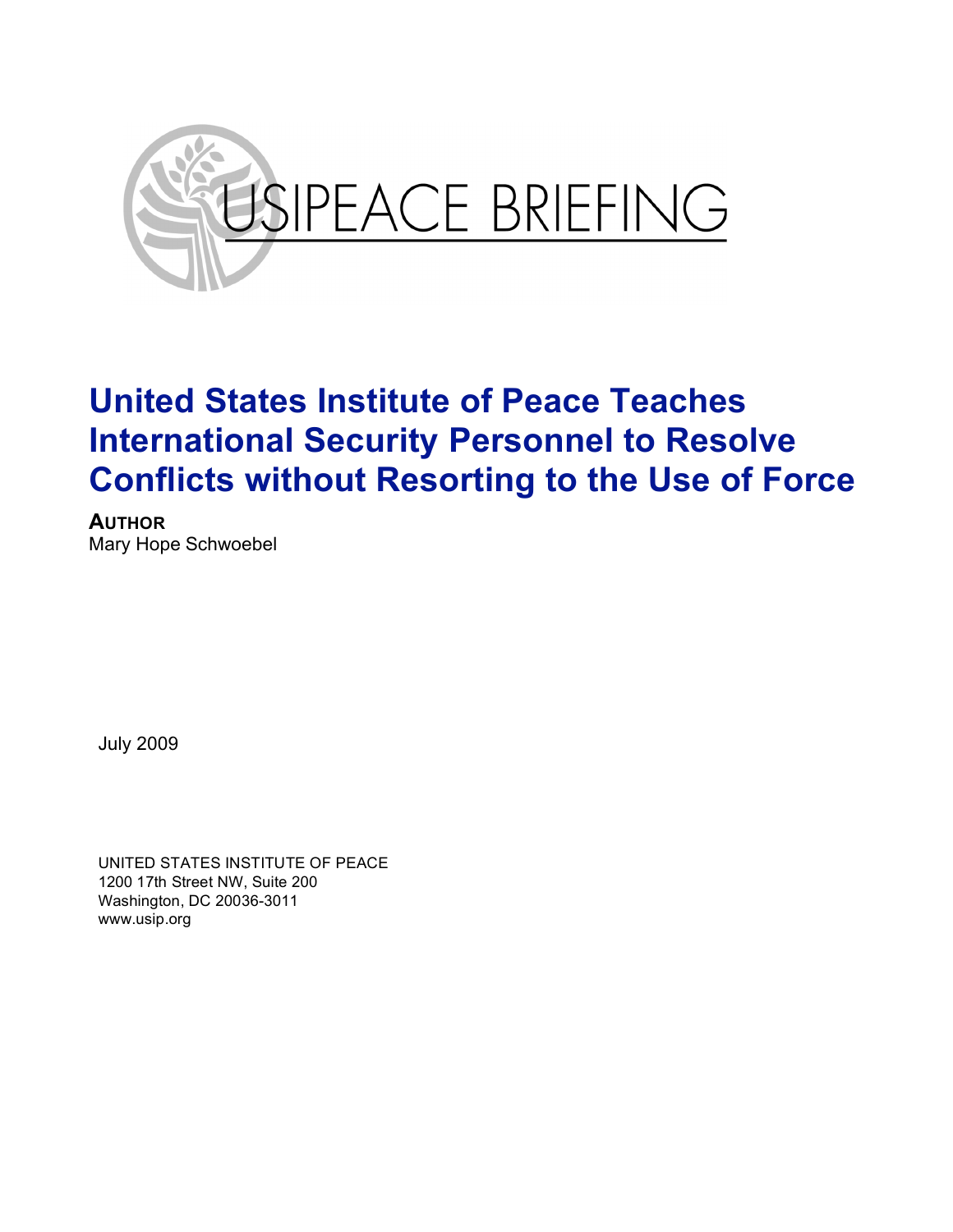USIPEACE BRIEFING

# United States Institute of Peace Teaches International Security Personnel to Resolve Conflicts without Resorting to the Use of Force

**AUTHOR**
Mary Hope Schwoebel

July 2009

UNITED STATES INSTITUTE OF PEACE
1200 17th Street NW, Suite 200
Washington, DC 20036-3011
www.usip.org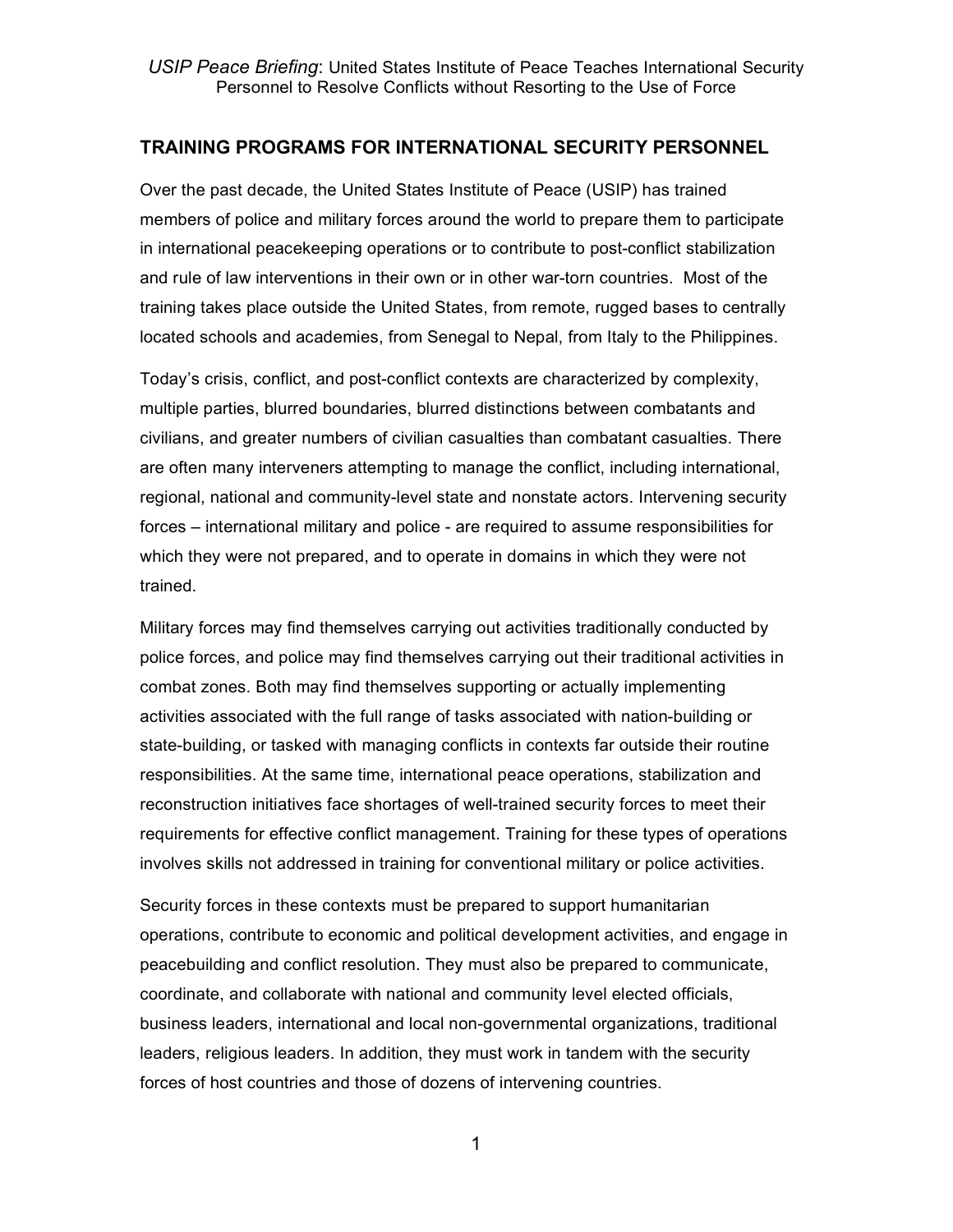## TRAINING PROGRAMS FOR INTERNATIONAL SECURITY PERSONNEL

Over the past decade, the United States Institute of Peace (USIP) has trained members of police and military forces around the world to prepare them to participate in international peacekeeping operations or to contribute to post-conflict stabilization and rule of law interventions in their own or in other war-torn countries. Most of the training takes place outside the United States, from remote, rugged bases to centrally located schools and academies, from Senegal to Nepal, from Italy to the Philippines.

Today's crisis, conflict, and post-conflict contexts are characterized by complexity, multiple parties, blurred boundaries, blurred distinctions between combatants and civilians, and greater numbers of civilian casualties than combatant casualties. There are often many interveners attempting to manage the conflict, including international, regional, national and community-level state and nonstate actors. Intervening security forces – international military and police - are required to assume responsibilities for which they were not prepared, and to operate in domains in which they were not trained.

Military forces may find themselves carrying out activities traditionally conducted by police forces, and police may find themselves carrying out their traditional activities in combat zones. Both may find themselves supporting or actually implementing activities associated with the full range of tasks associated with nation-building or state-building, or tasked with managing conflicts in contexts far outside their routine responsibilities. At the same time, international peace operations, stabilization and reconstruction initiatives face shortages of well-trained security forces to meet their requirements for effective conflict management. Training for these types of operations involves skills not addressed in training for conventional military or police activities.

Security forces in these contexts must be prepared to support humanitarian operations, contribute to economic and political development activities, and engage in peacebuilding and conflict resolution. They must also be prepared to communicate, coordinate, and collaborate with national and community level elected officials, business leaders, international and local non-governmental organizations, traditional leaders, religious leaders. In addition, they must work in tandem with the security forces of host countries and those of dozens of intervening countries.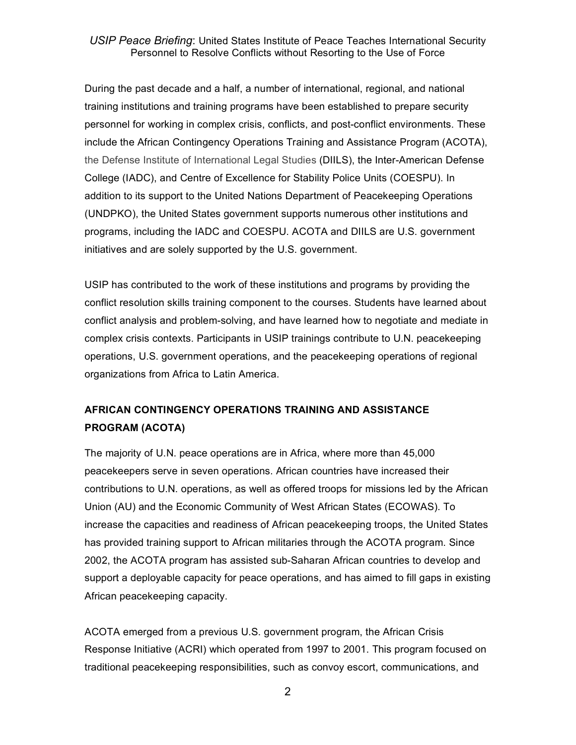During the past decade and a half, a number of international, regional, and national training institutions and training programs have been established to prepare security personnel for working in complex crisis, conflicts, and post-conflict environments. These include the African Contingency Operations Training and Assistance Program (ACOTA), the Defense Institute of International Legal Studies (DIILS), the Inter-American Defense College (IADC), and Centre of Excellence for Stability Police Units (COESPU). In addition to its support to the United Nations Department of Peacekeeping Operations (UNDPKO), the United States government supports numerous other institutions and programs, including the IADC and COESPU. ACOTA and DIILS are U.S. government initiatives and are solely supported by the U.S. government.

USIP has contributed to the work of these institutions and programs by providing the conflict resolution skills training component to the courses. Students have learned about conflict analysis and problem-solving, and have learned how to negotiate and mediate in complex crisis contexts. Participants in USIP trainings contribute to U.N. peacekeeping operations, U.S. government operations, and the peacekeeping operations of regional organizations from Africa to Latin America.

## AFRICAN CONTINGENCY OPERATIONS TRAINING AND ASSISTANCE PROGRAM (ACOTA)

The majority of U.N. peace operations are in Africa, where more than 45,000 peacekeepers serve in seven operations. African countries have increased their contributions to U.N. operations, as well as offered troops for missions led by the African Union (AU) and the Economic Community of West African States (ECOWAS). To increase the capacities and readiness of African peacekeeping troops, the United States has provided training support to African militaries through the ACOTA program. Since 2002, the ACOTA program has assisted sub-Saharan African countries to develop and support a deployable capacity for peace operations, and has aimed to fill gaps in existing African peacekeeping capacity.

ACOTA emerged from a previous U.S. government program, the African Crisis Response Initiative (ACRI) which operated from 1997 to 2001. This program focused on traditional peacekeeping responsibilities, such as convoy escort, communications, and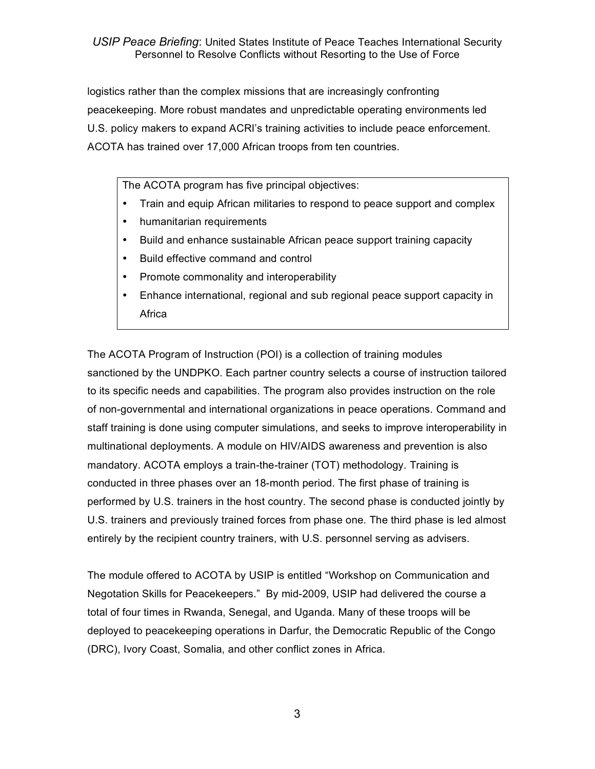logistics rather than the complex missions that are increasingly confronting peacekeeping. More robust mandates and unpredictable operating environments led U.S. policy makers to expand ACRI's training activities to include peace enforcement. ACOTA has trained over 17,000 African troops from ten countries.

The ACOTA program has five principal objectives:

- Train and equip African militaries to respond to peace support and complex
- humanitarian requirements
- Build and enhance sustainable African peace support training capacity
- Build effective command and control
- Promote commonality and interoperability
- Enhance international, regional and sub regional peace support capacity in Africa

The ACOTA Program of Instruction (POI) is a collection of training modules sanctioned by the UNDPKO. Each partner country selects a course of instruction tailored to its specific needs and capabilities. The program also provides instruction on the role of non-governmental and international organizations in peace operations. Command and staff training is done using computer simulations, and seeks to improve interoperability in multinational deployments. A module on HIV/AIDS awareness and prevention is also mandatory. ACOTA employs a train-the-trainer (TOT) methodology. Training is conducted in three phases over an 18-month period. The first phase of training is performed by U.S. trainers in the host country. The second phase is conducted jointly by U.S. trainers and previously trained forces from phase one. The third phase is led almost entirely by the recipient country trainers, with U.S. personnel serving as advisers.

The module offered to ACOTA by USIP is entitled "Workshop on Communication and Negotation Skills for Peacekeepers." By mid-2009, USIP had delivered the course a total of four times in Rwanda, Senegal, and Uganda. Many of these troops will be deployed to peacekeeping operations in Darfur, the Democratic Republic of the Congo (DRC), Ivory Coast, Somalia, and other conflict zones in Africa.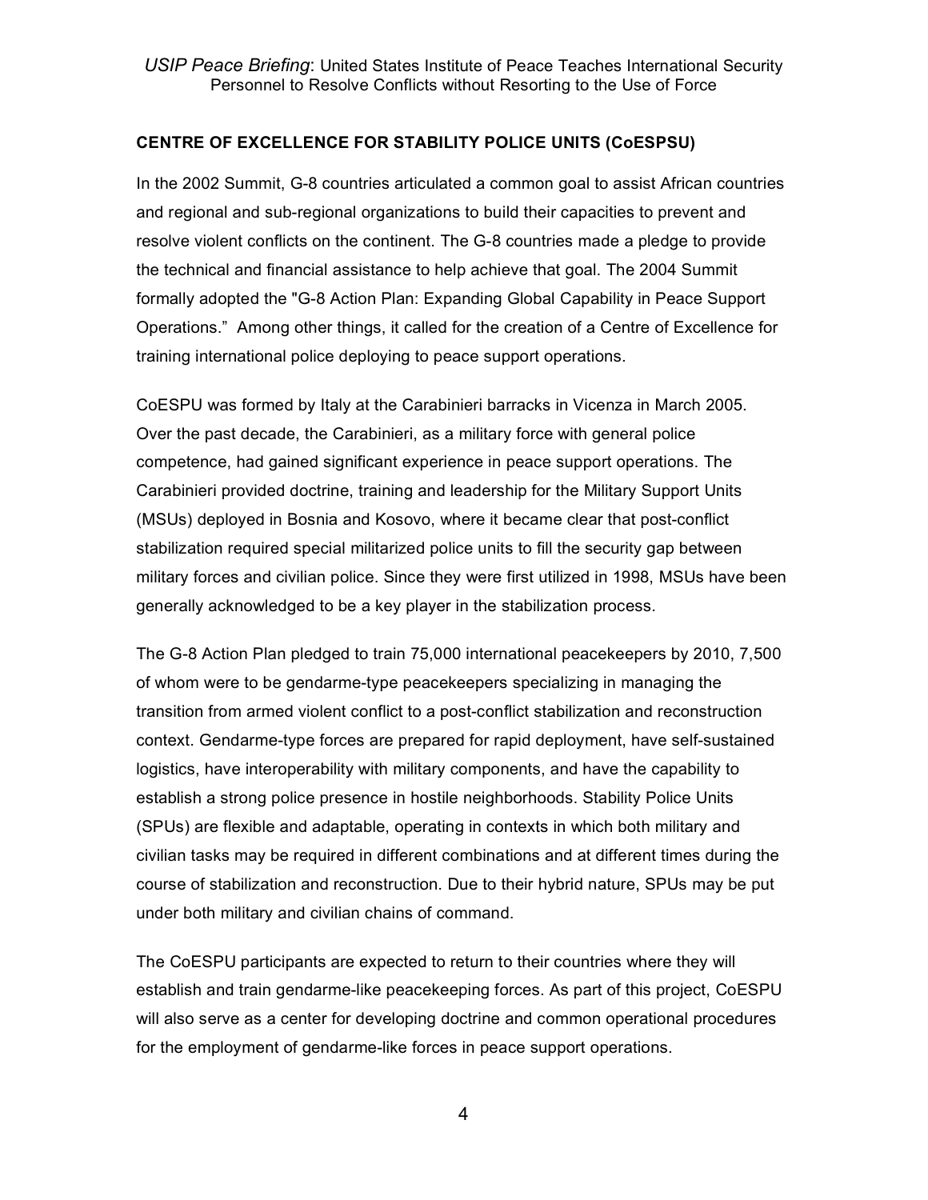## CENTRE OF EXCELLENCE FOR STABILITY POLICE UNITS (CoESPSU)

In the 2002 Summit, G-8 countries articulated a common goal to assist African countries and regional and sub-regional organizations to build their capacities to prevent and resolve violent conflicts on the continent. The G-8 countries made a pledge to provide the technical and financial assistance to help achieve that goal. The 2004 Summit formally adopted the "G-8 Action Plan: Expanding Global Capability in Peace Support Operations." Among other things, it called for the creation of a Centre of Excellence for training international police deploying to peace support operations.

CoESPU was formed by Italy at the Carabinieri barracks in Vicenza in March 2005. Over the past decade, the Carabinieri, as a military force with general police competence, had gained significant experience in peace support operations. The Carabinieri provided doctrine, training and leadership for the Military Support Units (MSUs) deployed in Bosnia and Kosovo, where it became clear that post-conflict stabilization required special militarized police units to fill the security gap between military forces and civilian police. Since they were first utilized in 1998, MSUs have been generally acknowledged to be a key player in the stabilization process.

The G-8 Action Plan pledged to train 75,000 international peacekeepers by 2010, 7,500 of whom were to be gendarme-type peacekeepers specializing in managing the transition from armed violent conflict to a post-conflict stabilization and reconstruction context. Gendarme-type forces are prepared for rapid deployment, have self-sustained logistics, have interoperability with military components, and have the capability to establish a strong police presence in hostile neighborhoods. Stability Police Units (SPUs) are flexible and adaptable, operating in contexts in which both military and civilian tasks may be required in different combinations and at different times during the course of stabilization and reconstruction. Due to their hybrid nature, SPUs may be put under both military and civilian chains of command.

The CoESPU participants are expected to return to their countries where they will establish and train gendarme-like peacekeeping forces. As part of this project, CoESPU will also serve as a center for developing doctrine and common operational procedures for the employment of gendarme-like forces in peace support operations.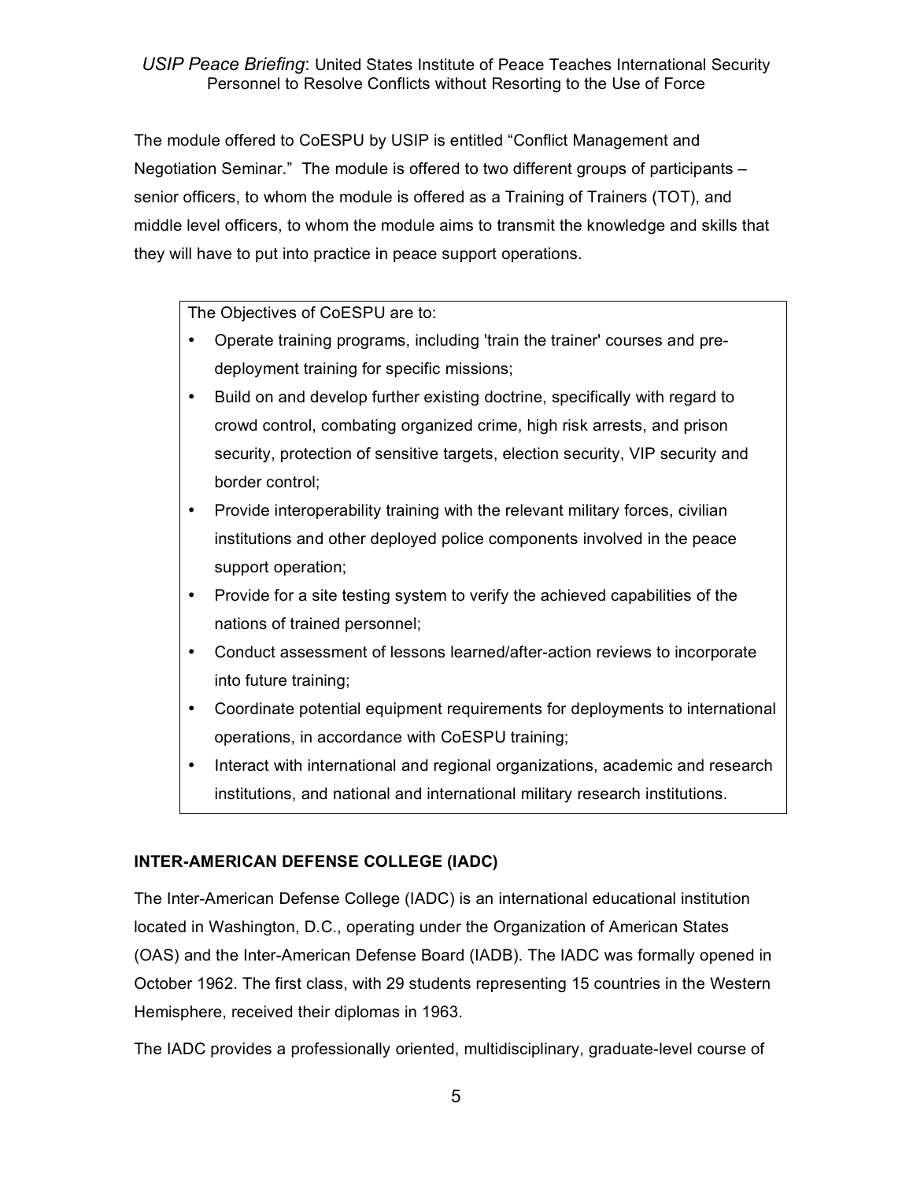The module offered to CoESPU by USIP is entitled "Conflict Management and Negotiation Seminar." The module is offered to two different groups of participants – senior officers, to whom the module is offered as a Training of Trainers (TOT), and middle level officers, to whom the module aims to transmit the knowledge and skills that they will have to put into practice in peace support operations.

> The Objectives of CoESPU are to:
>
> - Operate training programs, including 'train the trainer' courses and pre-deployment training for specific missions;
> - Build on and develop further existing doctrine, specifically with regard to crowd control, combating organized crime, high risk arrests, and prison security, protection of sensitive targets, election security, VIP security and border control;
> - Provide interoperability training with the relevant military forces, civilian institutions and other deployed police components involved in the peace support operation;
> - Provide for a site testing system to verify the achieved capabilities of the nations of trained personnel;
> - Conduct assessment of lessons learned/after-action reviews to incorporate into future training;
> - Coordinate potential equipment requirements for deployments to international operations, in accordance with CoESPU training;
> - Interact with international and regional organizations, academic and research institutions, and national and international military research institutions.

**INTER-AMERICAN DEFENSE COLLEGE (IADC)**

The Inter-American Defense College (IADC) is an international educational institution located in Washington, D.C., operating under the Organization of American States (OAS) and the Inter-American Defense Board (IADB). The IADC was formally opened in October 1962. The first class, with 29 students representing 15 countries in the Western Hemisphere, received their diplomas in 1963.

The IADC provides a professionally oriented, multidisciplinary, graduate-level course of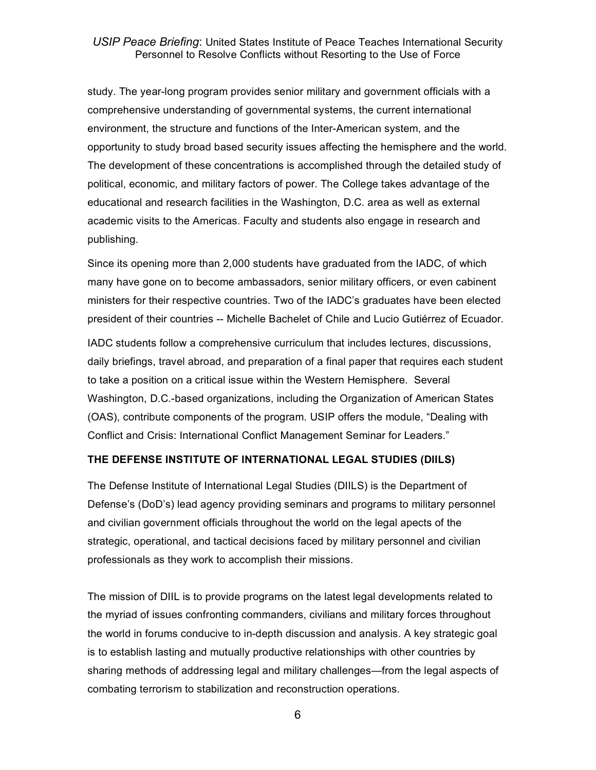study. The year-long program provides senior military and government officials with a comprehensive understanding of governmental systems, the current international environment, the structure and functions of the Inter-American system, and the opportunity to study broad based security issues affecting the hemisphere and the world. The development of these concentrations is accomplished through the detailed study of political, economic, and military factors of power. The College takes advantage of the educational and research facilities in the Washington, D.C. area as well as external academic visits to the Americas. Faculty and students also engage in research and publishing.

Since its opening more than 2,000 students have graduated from the IADC, of which many have gone on to become ambassadors, senior military officers, or even cabinent ministers for their respective countries. Two of the IADC's graduates have been elected president of their countries -- Michelle Bachelet of Chile and Lucio Gutiérrez of Ecuador.

IADC students follow a comprehensive curriculum that includes lectures, discussions, daily briefings, travel abroad, and preparation of a final paper that requires each student to take a position on a critical issue within the Western Hemisphere. Several Washington, D.C.-based organizations, including the Organization of American States (OAS), contribute components of the program. USIP offers the module, "Dealing with Conflict and Crisis: International Conflict Management Seminar for Leaders."

**THE DEFENSE INSTITUTE OF INTERNATIONAL LEGAL STUDIES (DIILS)**

The Defense Institute of International Legal Studies (DIILS) is the Department of Defense's (DoD's) lead agency providing seminars and programs to military personnel and civilian government officials throughout the world on the legal apects of the strategic, operational, and tactical decisions faced by military personnel and civilian professionals as they work to accomplish their missions.

The mission of DIIL is to provide programs on the latest legal developments related to the myriad of issues confronting commanders, civilians and military forces throughout the world in forums conducive to in-depth discussion and analysis. A key strategic goal is to establish lasting and mutually productive relationships with other countries by sharing methods of addressing legal and military challenges—from the legal aspects of combating terrorism to stabilization and reconstruction operations.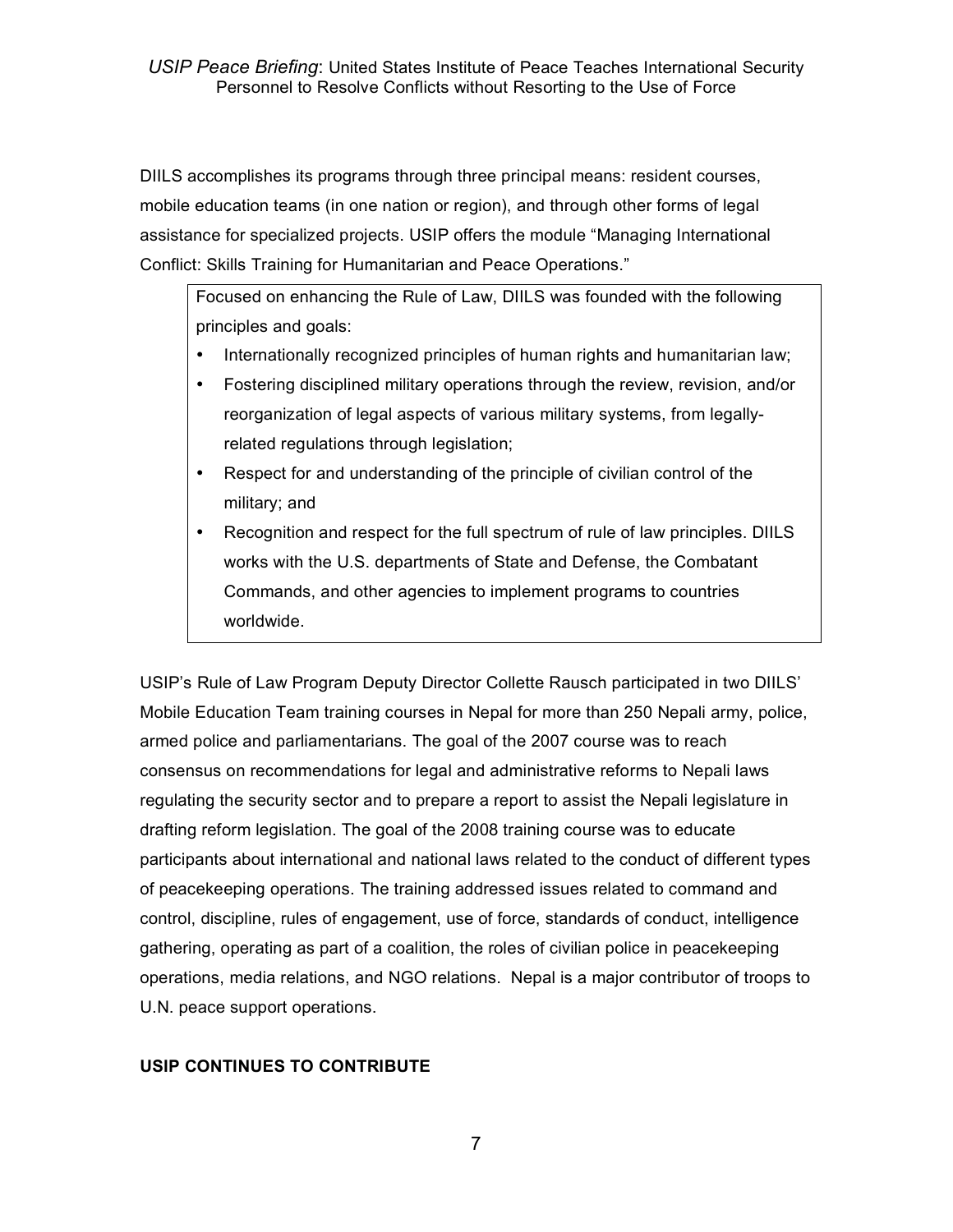DIILS accomplishes its programs through three principal means: resident courses, mobile education teams (in one nation or region), and through other forms of legal assistance for specialized projects. USIP offers the module "Managing International Conflict: Skills Training for Humanitarian and Peace Operations."

> Focused on enhancing the Rule of Law, DIILS was founded with the following principles and goals:
>
> - Internationally recognized principles of human rights and humanitarian law;
> - Fostering disciplined military operations through the review, revision, and/or reorganization of legal aspects of various military systems, from legally-related regulations through legislation;
> - Respect for and understanding of the principle of civilian control of the military; and
> - Recognition and respect for the full spectrum of rule of law principles. DIILS works with the U.S. departments of State and Defense, the Combatant Commands, and other agencies to implement programs to countries worldwide.

USIP's Rule of Law Program Deputy Director Collette Rausch participated in two DIILS' Mobile Education Team training courses in Nepal for more than 250 Nepali army, police, armed police and parliamentarians. The goal of the 2007 course was to reach consensus on recommendations for legal and administrative reforms to Nepali laws regulating the security sector and to prepare a report to assist the Nepali legislature in drafting reform legislation. The goal of the 2008 training course was to educate participants about international and national laws related to the conduct of different types of peacekeeping operations. The training addressed issues related to command and control, discipline, rules of engagement, use of force, standards of conduct, intelligence gathering, operating as part of a coalition, the roles of civilian police in peacekeeping operations, media relations, and NGO relations. Nepal is a major contributor of troops to U.N. peace support operations.

**USIP CONTINUES TO CONTRIBUTE**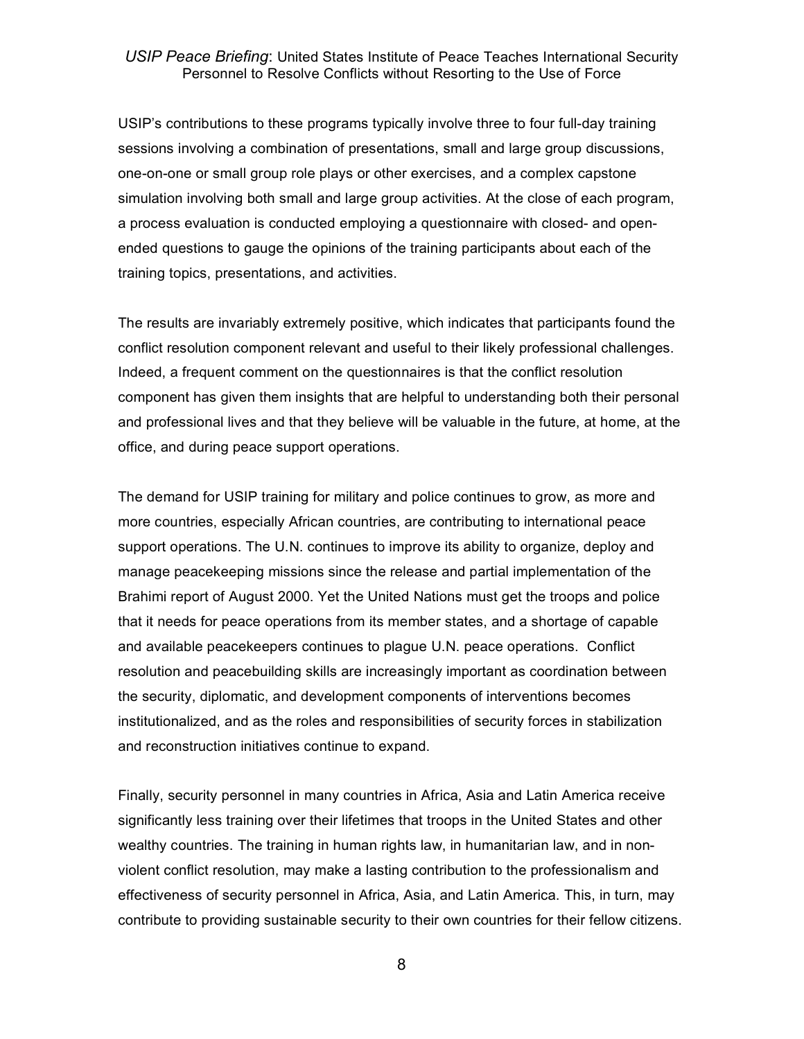USIP's contributions to these programs typically involve three to four full-day training sessions involving a combination of presentations, small and large group discussions, one-on-one or small group role plays or other exercises, and a complex capstone simulation involving both small and large group activities. At the close of each program, a process evaluation is conducted employing a questionnaire with closed- and open-ended questions to gauge the opinions of the training participants about each of the training topics, presentations, and activities.

The results are invariably extremely positive, which indicates that participants found the conflict resolution component relevant and useful to their likely professional challenges. Indeed, a frequent comment on the questionnaires is that the conflict resolution component has given them insights that are helpful to understanding both their personal and professional lives and that they believe will be valuable in the future, at home, at the office, and during peace support operations.

The demand for USIP training for military and police continues to grow, as more and more countries, especially African countries, are contributing to international peace support operations. The U.N. continues to improve its ability to organize, deploy and manage peacekeeping missions since the release and partial implementation of the Brahimi report of August 2000. Yet the United Nations must get the troops and police that it needs for peace operations from its member states, and a shortage of capable and available peacekeepers continues to plague U.N. peace operations. Conflict resolution and peacebuilding skills are increasingly important as coordination between the security, diplomatic, and development components of interventions becomes institutionalized, and as the roles and responsibilities of security forces in stabilization and reconstruction initiatives continue to expand.

Finally, security personnel in many countries in Africa, Asia and Latin America receive significantly less training over their lifetimes that troops in the United States and other wealthy countries. The training in human rights law, in humanitarian law, and in non-violent conflict resolution, may make a lasting contribution to the professionalism and effectiveness of security personnel in Africa, Asia, and Latin America. This, in turn, may contribute to providing sustainable security to their own countries for their fellow citizens.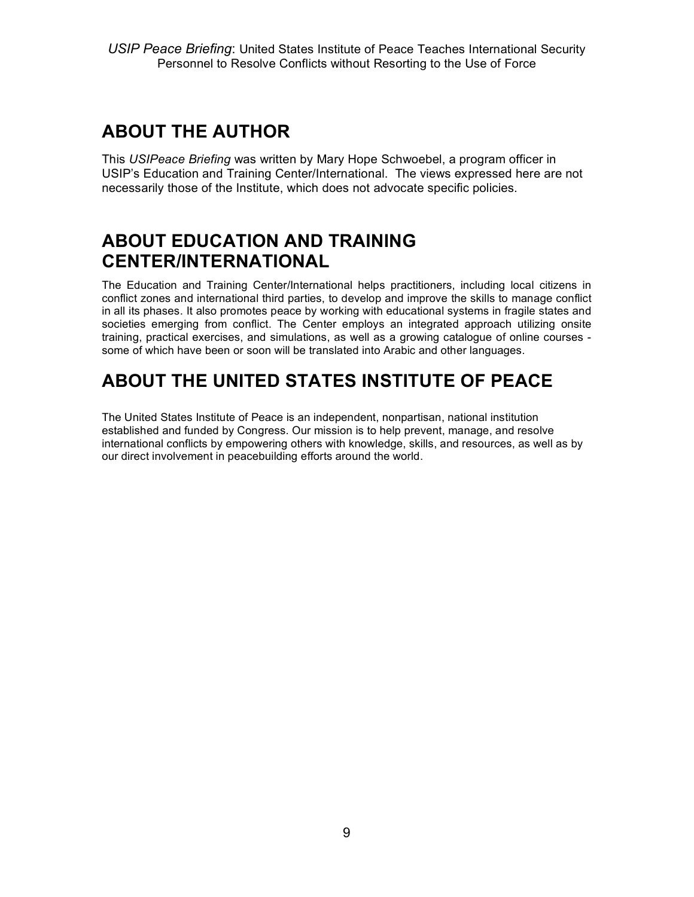## ABOUT THE AUTHOR

This *USIPeace Briefing* was written by Mary Hope Schwoebel, a program officer in USIP's Education and Training Center/International. The views expressed here are not necessarily those of the Institute, which does not advocate specific policies.

## ABOUT EDUCATION AND TRAINING CENTER/INTERNATIONAL

The Education and Training Center/International helps practitioners, including local citizens in conflict zones and international third parties, to develop and improve the skills to manage conflict in all its phases. It also promotes peace by working with educational systems in fragile states and societies emerging from conflict. The Center employs an integrated approach utilizing onsite training, practical exercises, and simulations, as well as a growing catalogue of online courses - some of which have been or soon will be translated into Arabic and other languages.

## ABOUT THE UNITED STATES INSTITUTE OF PEACE

The United States Institute of Peace is an independent, nonpartisan, national institution established and funded by Congress. Our mission is to help prevent, manage, and resolve international conflicts by empowering others with knowledge, skills, and resources, as well as by our direct involvement in peacebuilding efforts around the world.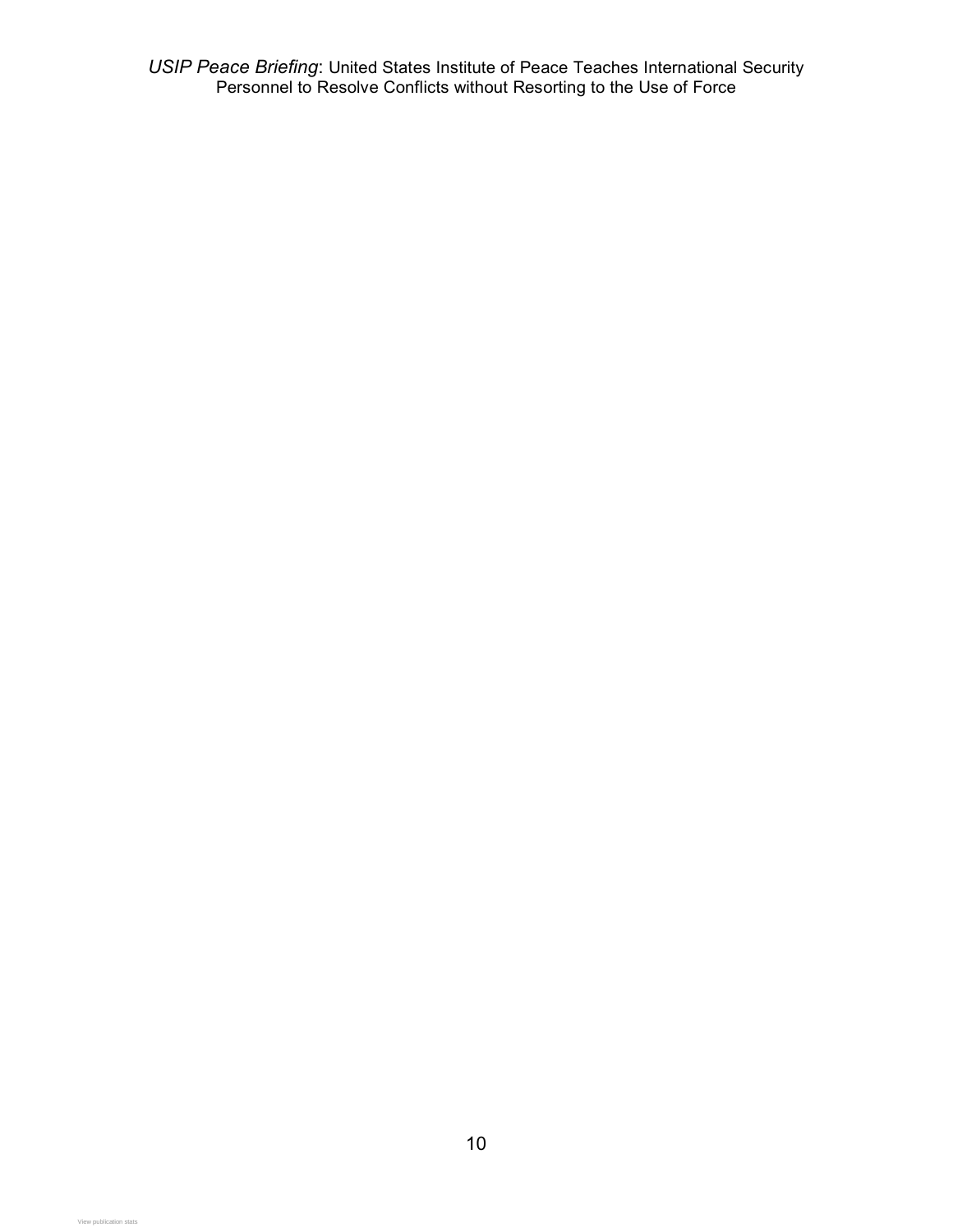View publication stats